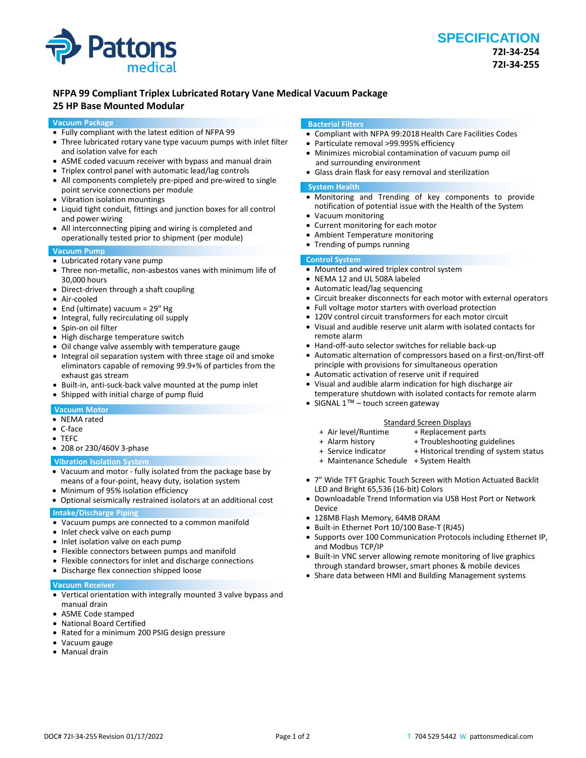**Pattons medical**

# SPECIFICATION

**72I-34-254**
**72I-34-255**

## NFPA 99 Compliant Triplex Lubricated Rotary Vane Medical Vacuum Package
## 25 HP Base Mounted Modular

### Vacuum Package

- Fully compliant with the latest edition of NFPA 99
- Three lubricated rotary vane type vacuum pumps with inlet filter and isolation valve for each
- ASME coded vacuum receiver with bypass and manual drain
- Triplex control panel with automatic lead/lag controls
- All components completely pre-piped and pre-wired to single point service connections per module
- Vibration isolation mountings
- Liquid tight conduit, fittings and junction boxes for all control and power wiring
- All interconnecting piping and wiring is completed and operationally tested prior to shipment (per module)

### Vacuum Pump

- Lubricated rotary vane pump
- Three non-metallic, non-asbestos vanes with minimum life of 30,000 hours
- Direct-driven through a shaft coupling
- Air-cooled
- End (ultimate) vacuum = 29" Hg
- Integral, fully recirculating oil supply
- Spin-on oil filter
- High discharge temperature switch
- Oil change valve assembly with temperature gauge
- Integral oil separation system with three stage oil and smoke eliminators capable of removing 99.9+% of particles from the exhaust gas stream
- Built-in, anti-suck-back valve mounted at the pump inlet
- Shipped with initial charge of pump fluid

### Vacuum Motor

- NEMA rated
- C-face
- TEFC
- 208 or 230/460V 3-phase

### Vibration Isolation System

- Vacuum and motor - fully isolated from the package base by means of a four-point, heavy duty, isolation system
- Minimum of 95% isolation efficiency
- Optional seismically restrained isolators at an additional cost

### Intake/Discharge Piping

- Vacuum pumps are connected to a common manifold
- Inlet check valve on each pump
- Inlet isolation valve on each pump
- Flexible connectors between pumps and manifold
- Flexible connectors for inlet and discharge connections
- Discharge flex connection shipped loose

### Vacuum Receiver

- Vertical orientation with integrally mounted 3 valve bypass and manual drain
- ASME Code stamped
- National Board Certified
- Rated for a minimum 200 PSIG design pressure
- Vacuum gauge
- Manual drain

### Bacterial Filters

- Compliant with NFPA 99:2018 Health Care Facilities Codes
- Particulate removal >99.995% efficiency
- Minimizes microbial contamination of vacuum pump oil and surrounding environment
- Glass drain flask for easy removal and sterilization

### System Health

- Monitoring and Trending of key components to provide notification of potential issue with the Health of the System
- Vacuum monitoring
- Current monitoring for each motor
- Ambient Temperature monitoring
- Trending of pumps running

### Control System

- Mounted and wired triplex control system
- NEMA 12 and UL 508A labeled
- Automatic lead/lag sequencing
- Circuit breaker disconnects for each motor with external operators
- Full voltage motor starters with overload protection
- 120V control circuit transformers for each motor circuit
- Visual and audible reserve unit alarm with isolated contacts for remote alarm
- Hand-off-auto selector switches for reliable back-up
- Automatic alternation of compressors based on a first-on/first-off principle with provisions for simultaneous operation
- Automatic activation of reserve unit if required
- Visual and audible alarm indication for high discharge air temperature shutdown with isolated contacts for remote alarm
- SIGNAL 1™ – touch screen gateway

Standard Screen Displays

- + Air level/Runtime
- + Alarm history
- + Service Indicator
- + Maintenance Schedule
- + Replacement parts
- + Troubleshooting guidelines
- + Historical trending of system status
- + System Health

- 7” Wide TFT Graphic Touch Screen with Motion Actuated Backlit LED and Bright 65,536 (16-bit) Colors
- Downloadable Trend Information via USB Host Port or Network Device
- 128MB Flash Memory, 64MB DRAM
- Built-in Ethernet Port 10/100 Base-T (RJ45)
- Supports over 100 Communication Protocols including Ethernet IP, and Modbus TCP/IP
- Built-in VNC server allowing remote monitoring of live graphics through standard browser, smart phones & mobile devices
- Share data between HMI and Building Management systems

DOC# 72I-34-255 Revision 01/17/2022

T 704 529 5442 W pattonsmedical.com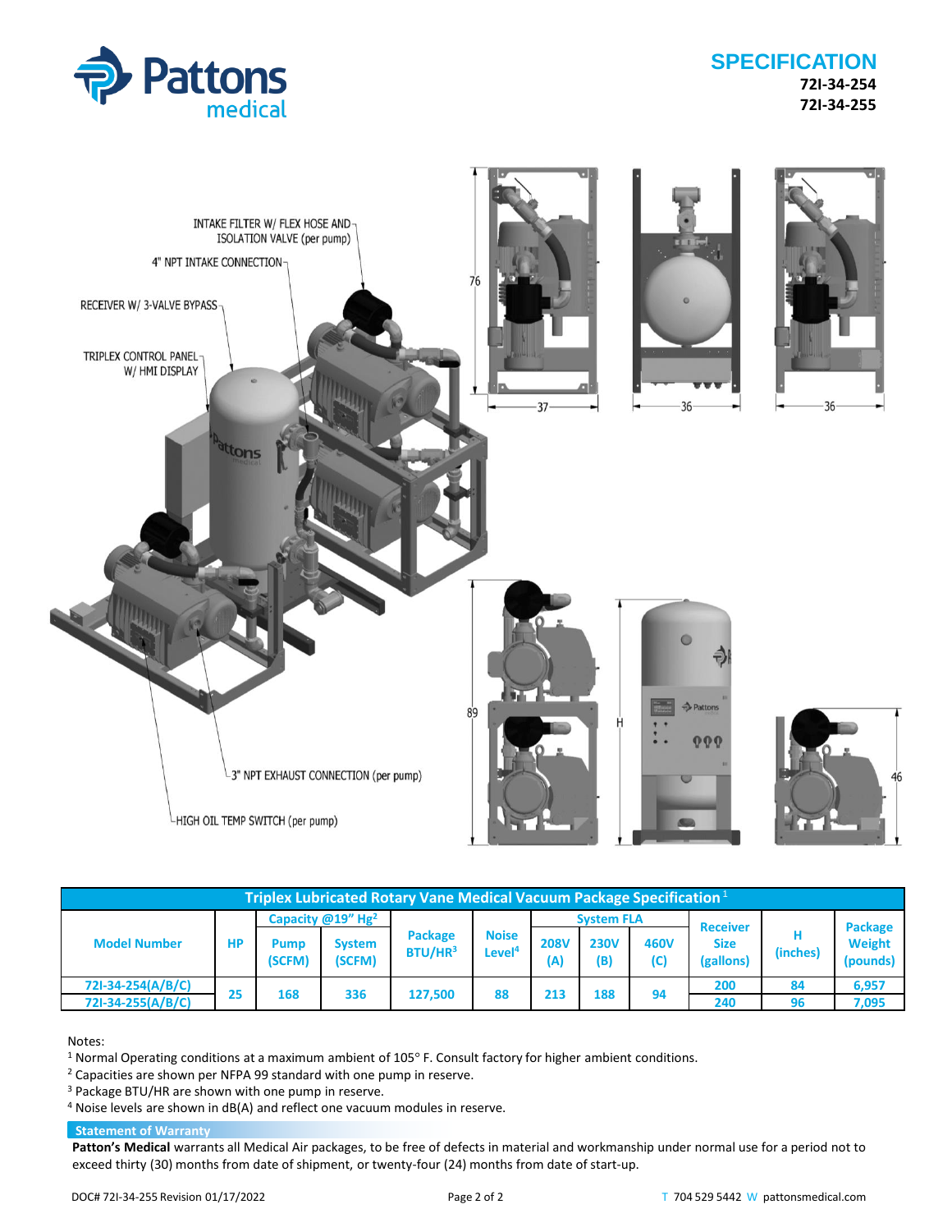# SPECIFICATION

**72I-34-254**
**72I-34-255**

INTAKE FILTER W/ FLEX HOSE AND ISOLATION VALVE (per pump)

4" NPT INTAKE CONNECTION

RECEIVER W/ 3-VALVE BYPASS

TRIPLEX CONTROL PANEL W/ HMI DISPLAY

3" NPT EXHAUST CONNECTION (per pump)

HIGH OIL TEMP SWITCH (per pump)

76

37

36

36

89

H

46

| Triplex Lubricated Rotary Vane Medical Vacuum Package Specification [1] | | | | | | | | | | | |
|---|---|---|---|---|---|---|---|---|---|---|---|
| Model Number | HP | Capacity @19" Hg [2] | | Package BTU/HR [3] | Noise Level [4] | System FLA | | | Receiver Size (gallons) | H (inches) | Package Weight (pounds) |
| | | Pump (SCFM) | System (SCFM) | | | 208V (A) | 230V (B) | 460V (C) | | | |
| 72I-34-254(A/B/C) | 25 | 168 | 336 | 127,500 | 88 | 213 | 188 | 94 | 200 | 84 | 6,957 |
| 72I-34-255(A/B/C) | | | | | | | | | 240 | 96 | 7,095 |

Notes:

[1] Normal Operating conditions at a maximum ambient of 105° F. Consult factory for higher ambient conditions.

[2] Capacities are shown per NFPA 99 standard with one pump in reserve.

[3] Package BTU/HR are shown with one pump in reserve.

[4] Noise levels are shown in dB(A) and reflect one vacuum modules in reserve.

## Statement of Warranty

**Patton's Medical** warrants all Medical Air packages, to be free of defects in material and workmanship under normal use for a period not to exceed thirty (30) months from date of shipment, or twenty-four (24) months from date of start-up.

DOC# 72I-34-255 Revision 01/17/2022

T 704 529 5442 W pattonsmedical.com